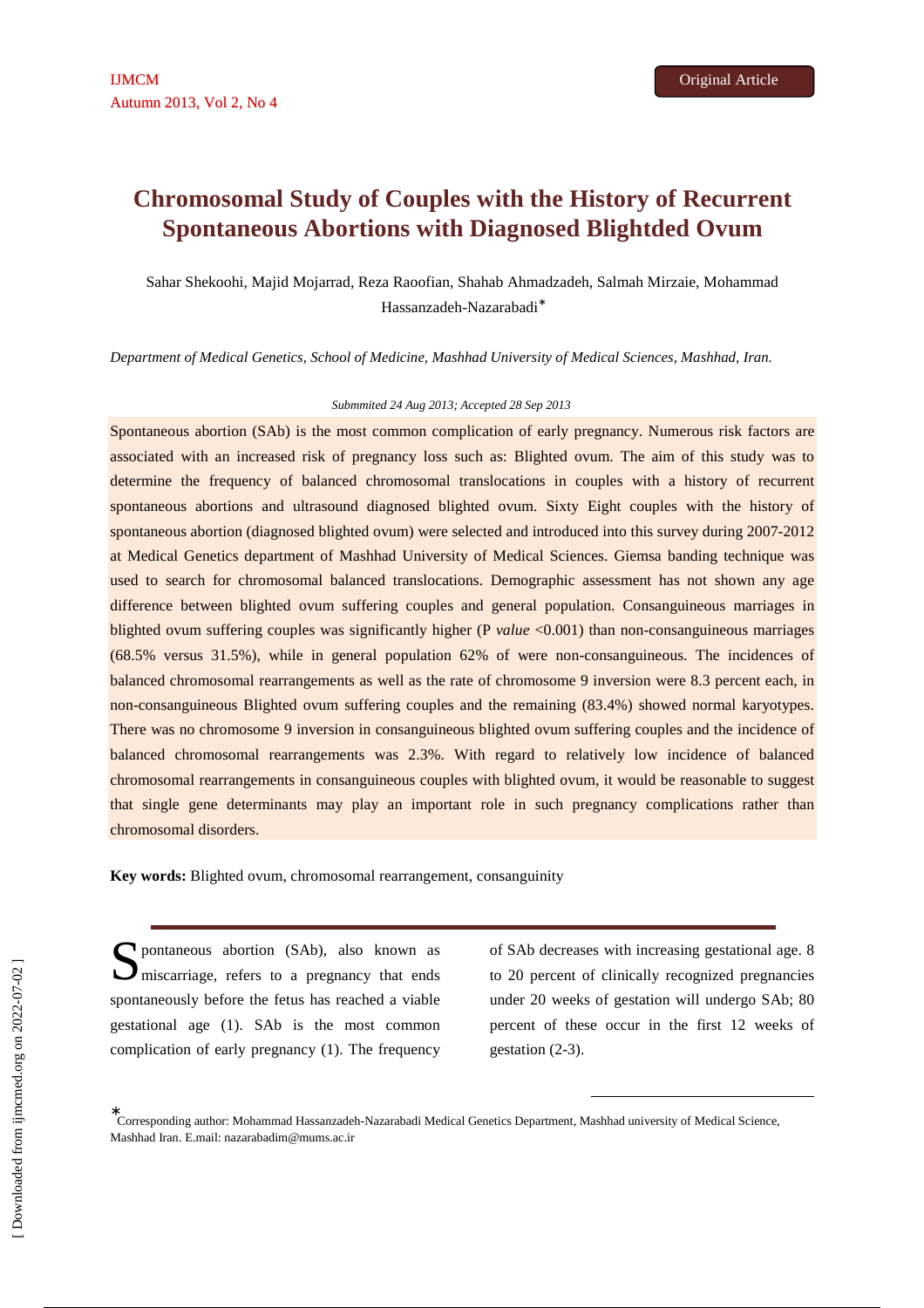# Chromosomal Study of Couples with the History of Recurrent Spontaneous Abortions with Diagnosed Blightded Ovum

Sahar Shekoohi, Majid Mojarrad, Reza Raoofian, Shahab Ahmadzadeh, Salmah Mirzaie, Mohammad Hassanzadeh-Nazarabadi*

*Department of Medical Genetics, School of Medicine, Mashhad University of Medical Sciences, Mashhad, Iran.*

*Submitted 24 Aug 2013; Accepted 28 Sep 2013*

Spontaneous abortion (SAb) is the most common complication of early pregnancy. Numerous risk factors are associated with an increased risk of pregnancy loss such as: Blighted ovum. The aim of this study was to determine the frequency of balanced chromosomal translocations in couples with a history of recurrent spontaneous abortions and ultrasound diagnosed blighted ovum. Sixty Eight couples with the history of spontaneous abortion (diagnosed blighted ovum) were selected and introduced into this survey during 2007-2012 at Medical Genetics department of Mashhad University of Medical Sciences. Giemsa banding technique was used to search for chromosomal balanced translocations. Demographic assessment has not shown any age difference between blighted ovum suffering couples and general population. Consanguineous marriages in blighted ovum suffering couples was significantly higher (P *value* <0.001) than non-consanguineous marriages (68.5% versus 31.5%), while in general population 62% of were non-consanguineous. The incidences of balanced chromosomal rearrangements as well as the rate of chromosome 9 inversion were 8.3 percent each, in non-consanguineous Blighted ovum suffering couples and the remaining (83.4%) showed normal karyotypes. There was no chromosome 9 inversion in consanguineous blighted ovum suffering couples and the incidence of balanced chromosomal rearrangements was 2.3%. With regard to relatively low incidence of balanced chromosomal rearrangements in consanguineous couples with blighted ovum, it would be reasonable to suggest that single gene determinants may play an important role in such pregnancy complications rather than chromosomal disorders.

**Key words:** Blighted ovum, chromosomal rearrangement, consanguinity

Spontaneous abortion (SAb), also known as miscarriage, refers to a pregnancy that ends spontaneously before the fetus has reached a viable gestational age (1). SAb is the most common complication of early pregnancy (1). The frequency of SAb decreases with increasing gestational age. 8 to 20 percent of clinically recognized pregnancies under 20 weeks of gestation will undergo SAb; 80 percent of these occur in the first 12 weeks of gestation (2-3).

*Corresponding author: Mohammad Hassanzadeh-Nazarabadi Medical Genetics Department, Mashhad university of Medical Science, Mashhad Iran. E.mail: nazarabadim@mums.ac.ir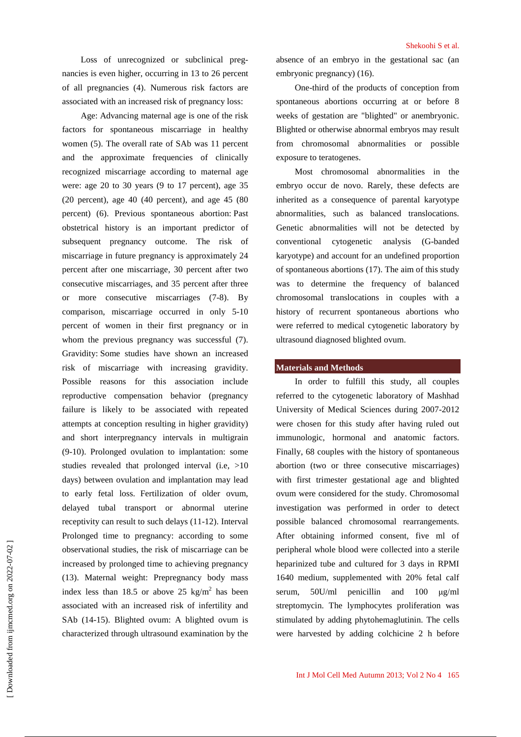Loss of unrecognized or subclinical pregnancies is even higher, occurring in 13 to 26 percent of all pregnancies (4). Numerous risk factors are associated with an increased risk of pregnancy loss:

Age: Advancing maternal age is one of the risk factors for spontaneous miscarriage in healthy women (5). The overall rate of SAb was 11 percent and the approximate frequencies of clinically recognized miscarriage according to maternal age were: age 20 to 30 years (9 to 17 percent), age 35 (20 percent), age 40 (40 percent), and age 45 (80 percent) (6). Previous spontaneous abortion: Past obstetrical history is an important predictor of subsequent pregnancy outcome. The risk of miscarriage in future pregnancy is approximately 24 percent after one miscarriage, 30 percent after two consecutive miscarriages, and 35 percent after three or more consecutive miscarriages (7-8). By comparison, miscarriage occurred in only 5-10 percent of women in their first pregnancy or in whom the previous pregnancy was successful (7). Gravidity: Some studies have shown an increased risk of miscarriage with increasing gravidity. Possible reasons for this association include reproductive compensation behavior (pregnancy failure is likely to be associated with repeated attempts at conception resulting in higher gravidity) and short interpregnancy intervals in multigrain (9-10). Prolonged ovulation to implantation: some studies revealed that prolonged interval (i.e, >10 days) between ovulation and implantation may lead to early fetal loss. Fertilization of older ovum, delayed tubal transport or abnormal uterine receptivity can result to such delays (11-12). Interval Prolonged time to pregnancy: according to some observational studies, the risk of miscarriage can be increased by prolonged time to achieving pregnancy (13). Maternal weight: Prepregnancy body mass index less than 18.5 or above 25 $kg/m^2$ has been associated with an increased risk of infertility and SAb (14-15). Blighted ovum: A blighted ovum is characterized through ultrasound examination by the absence of an embryo in the gestational sac (an embryonic pregnancy) (16).

One-third of the products of conception from spontaneous abortions occurring at or before 8 weeks of gestation are "blighted" or anembryonic. Blighted or otherwise abnormal embryos may result from chromosomal abnormalities or possible exposure to teratogenes.

Most chromosomal abnormalities in the embryo occur de novo. Rarely, these defects are inherited as a consequence of parental karyotype abnormalities, such as balanced translocations. Genetic abnormalities will not be detected by conventional cytogenetic analysis (G-banded karyotype) and account for an undefined proportion of spontaneous abortions (17). The aim of this study was to determine the frequency of balanced chromosomal translocations in couples with a history of recurrent spontaneous abortions who were referred to medical cytogenetic laboratory by ultrasound diagnosed blighted ovum.

## Materials and Methods

In order to fulfill this study, all couples referred to the cytogenetic laboratory of Mashhad University of Medical Sciences during 2007-2012 were chosen for this study after having ruled out immunologic, hormonal and anatomic factors. Finally, 68 couples with the history of spontaneous abortion (two or three consecutive miscarriages) with first trimester gestational age and blighted ovum were considered for the study. Chromosomal investigation was performed in order to detect possible balanced chromosomal rearrangements. After obtaining informed consent, five ml of peripheral whole blood were collected into a sterile heparinized tube and cultured for 3 days in RPMI 1640 medium, supplemented with 20% fetal calf serum, 50U/ml penicillin and 100 μg/ml streptomycin. The lymphocytes proliferation was stimulated by adding phytohemaglutinin. The cells were harvested by adding colchicine 2 h before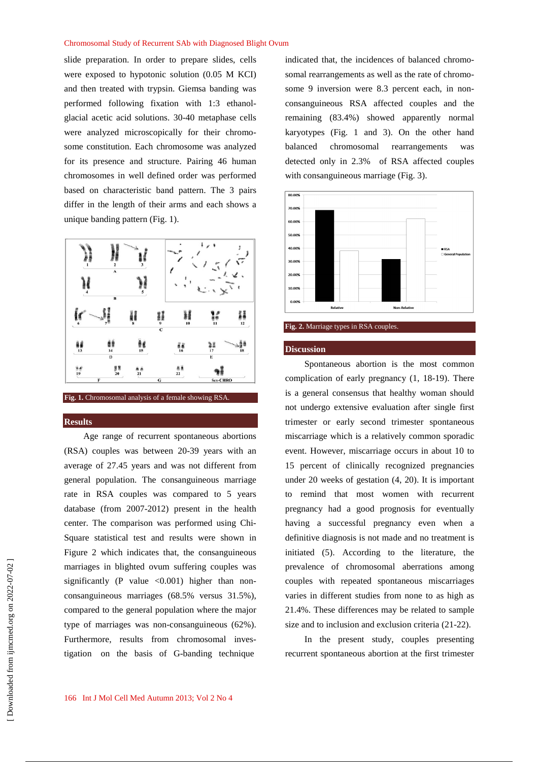slide preparation. In order to prepare slides, cells were exposed to hypotonic solution (0.05 M KCI) and then treated with trypsin. Giemsa banding was performed following fixation with 1:3 ethanol-glacial acetic acid solutions. 30-40 metaphase cells were analyzed microscopically for their chromosome constitution. Each chromosome was analyzed for its presence and structure. Pairing 46 human chromosomes in well defined order was performed based on characteristic band pattern. The 3 pairs differ in the length of their arms and each shows a unique banding pattern (Fig. 1).

**Fig. 1.** Chromosomal analysis of a female showing RSA.

## Results

Age range of recurrent spontaneous abortions (RSA) couples was between 20-39 years with an average of 27.45 years and was not different from general population. The consanguineous marriage rate in RSA couples was compared to 5 years database (from 2007-2012) present in the health center. The comparison was performed using Chi-Square statistical test and results were shown in Figure 2 which indicates that, the consanguineous marriages in blighted ovum suffering couples was significantly (P value <0.001) higher than non-consanguineous marriages (68.5% versus 31.5%), compared to the general population where the major type of marriages was non-consanguineous (62%). Furthermore, results from chromosomal investigation on the basis of G-banding technique indicated that, the incidences of balanced chromosomal rearrangements as well as the rate of chromosome 9 inversion were 8.3 percent each, in non-consanguineous RSA affected couples and the remaining (83.4%) showed apparently normal karyotypes (Fig. 1 and 3). On the other hand balanced chromosomal rearrangements was detected only in 2.3% of RSA affected couples with consanguineous marriage (Fig. 3).

**Fig. 2.** Marriage types in RSA couples.

## Discussion

Spontaneous abortion is the most common complication of early pregnancy (1, 18-19). There is a general consensus that healthy woman should not undergo extensive evaluation after single first trimester or early second trimester spontaneous miscarriage which is a relatively common sporadic event. However, miscarriage occurs in about 10 to 15 percent of clinically recognized pregnancies under 20 weeks of gestation (4, 20). It is important to remind that most women with recurrent pregnancy had a good prognosis for eventually having a successful pregnancy even when a definitive diagnosis is not made and no treatment is initiated (5). According to the literature, the prevalence of chromosomal aberrations among couples with repeated spontaneous miscarriages varies in different studies from none to as high as 21.4%. These differences may be related to sample size and to inclusion and exclusion criteria (21-22).

In the present study, couples presenting recurrent spontaneous abortion at the first trimester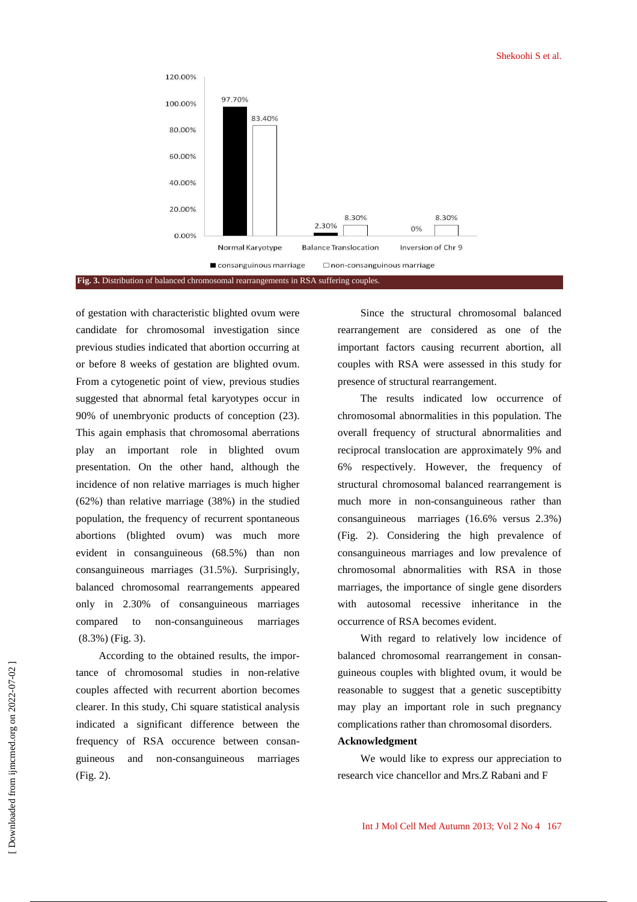Fig. 3. Distribution of balanced chromosomal rearrangements in RSA suffering couples.

of gestation with characteristic blighted ovum were candidate for chromosomal investigation since previous studies indicated that abortion occurring at or before 8 weeks of gestation are blighted ovum. From a cytogenetic point of view, previous studies suggested that abnormal fetal karyotypes occur in 90% of unembryonic products of conception (23). This again emphasis that chromosomal aberrations play an important role in blighted ovum presentation. On the other hand, although the incidence of non relative marriages is much higher (62%) than relative marriage (38%) in the studied population, the frequency of recurrent spontaneous abortions (blighted ovum) was much more evident in consanguineous (68.5%) than non consanguineous marriages (31.5%). Surprisingly, balanced chromosomal rearrangements appeared only in 2.30% of consanguineous marriages compared to non-consanguineous marriages (8.3%) (Fig. 3).

According to the obtained results, the importance of chromosomal studies in non-relative couples affected with recurrent abortion becomes clearer. In this study, Chi square statistical analysis indicated a significant difference between the frequency of RSA occurence between consanguineous and non-consanguineous marriages (Fig. 2).

Since the structural chromosomal balanced rearrangement are considered as one of the important factors causing recurrent abortion, all couples with RSA were assessed in this study for presence of structural rearrangement.

The results indicated low occurrence of chromosomal abnormalities in this population. The overall frequency of structural abnormalities and reciprocal translocation are approximately 9% and 6% respectively. However, the frequency of structural chromosomal balanced rearrangement is much more in non-consanguineous rather than consanguineous marriages (16.6% versus 2.3%) (Fig. 2). Considering the high prevalence of consanguineous marriages and low prevalence of chromosomal abnormalities with RSA in those marriages, the importance of single gene disorders with autosomal recessive inheritance in the occurrence of RSA becomes evident.

With regard to relatively low incidence of balanced chromosomal rearrangement in consanguineous couples with blighted ovum, it would be reasonable to suggest that a genetic susceptibitty may play an important role in such pregnancy complications rather than chromosomal disorders.

**Acknowledgment**

We would like to express our appreciation to research vice chancellor and Mrs.Z Rabani and F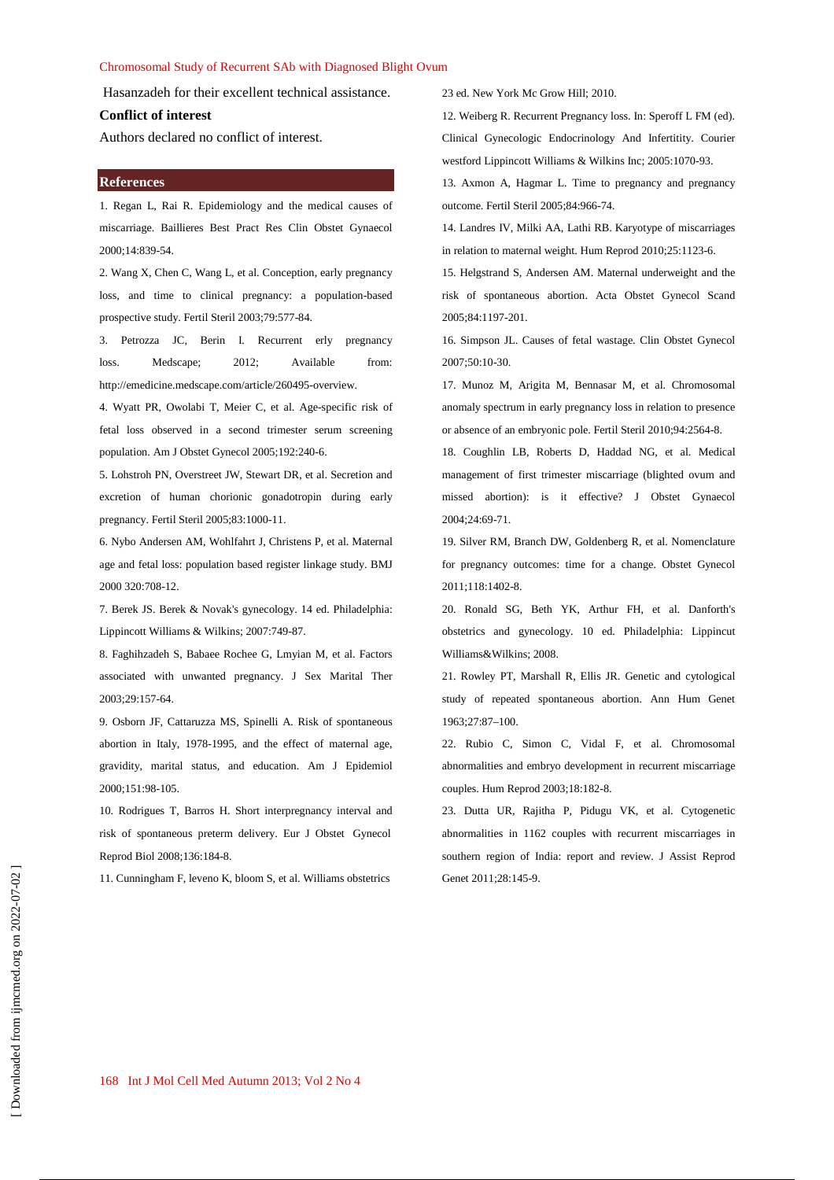Hasanzadeh for their excellent technical assistance.

**Conflict of interest**

Authors declared no conflict of interest.

## References

1. Regan L, Rai R. Epidemiology and the medical causes of miscarriage. Baillieres Best Pract Res Clin Obstet Gynaecol 2000;14:839-54.

2. Wang X, Chen C, Wang L, et al. Conception, early pregnancy loss, and time to clinical pregnancy: a population-based prospective study. Fertil Steril 2003;79:577-84.

3. Petrozza JC, Berin I. Recurrent erly pregnancy loss. Medscape; 2012; Available from: http://emedicine.medscape.com/article/260495-overview.

4. Wyatt PR, Owolabi T, Meier C, et al. Age-specific risk of fetal loss observed in a second trimester serum screening population. Am J Obstet Gynecol 2005;192:240-6.

5. Lohstroh PN, Overstreet JW, Stewart DR, et al. Secretion and excretion of human chorionic gonadotropin during early pregnancy. Fertil Steril 2005;83:1000-11.

6. Nybo Andersen AM, Wohlfahrt J, Christens P, et al. Maternal age and fetal loss: population based register linkage study. BMJ 2000 320:708-12.

7. Berek JS. Berek & Novak's gynecology. 14 ed. Philadelphia: Lippincott Williams & Wilkins; 2007:749-87.

8. Faghihzadeh S, Babaee Rochee G, Lmyian M, et al. Factors associated with unwanted pregnancy. J Sex Marital Ther 2003;29:157-64.

9. Osborn JF, Cattaruzza MS, Spinelli A. Risk of spontaneous abortion in Italy, 1978-1995, and the effect of maternal age, gravidity, marital status, and education. Am J Epidemiol 2000;151:98-105.

10. Rodrigues T, Barros H. Short interpregnancy interval and risk of spontaneous preterm delivery. Eur J Obstet Gynecol Reprod Biol 2008;136:184-8.

11. Cunningham F, leveno K, bloom S, et al. Williams obstetrics 23 ed. New York Mc Grow Hill; 2010.

12. Weiberg R. Recurrent Pregnancy loss. In: Speroff L FM (ed). Clinical Gynecologic Endocrinology And Infertitity. Courier westford Lippincott Williams & Wilkins Inc; 2005:1070-93.

13. Axmon A, Hagmar L. Time to pregnancy and pregnancy outcome. Fertil Steril 2005;84:966-74.

14. Landres IV, Milki AA, Lathi RB. Karyotype of miscarriages in relation to maternal weight. Hum Reprod 2010;25:1123-6.

15. Helgstrand S, Andersen AM. Maternal underweight and the risk of spontaneous abortion. Acta Obstet Gynecol Scand 2005;84:1197-201.

16. Simpson JL. Causes of fetal wastage. Clin Obstet Gynecol 2007;50:10-30.

17. Munoz M, Arigita M, Bennasar M, et al. Chromosomal anomaly spectrum in early pregnancy loss in relation to presence or absence of an embryonic pole. Fertil Steril 2010;94:2564-8.

18. Coughlin LB, Roberts D, Haddad NG, et al. Medical management of first trimester miscarriage (blighted ovum and missed abortion): is it effective? J Obstet Gynaecol 2004;24:69-71.

19. Silver RM, Branch DW, Goldenberg R, et al. Nomenclature for pregnancy outcomes: time for a change. Obstet Gynecol 2011;118:1402-8.

20. Ronald SG, Beth YK, Arthur FH, et al. Danforth's obstetrics and gynecology. 10 ed. Philadelphia: Lippincut Williams&Wilkins; 2008.

21. Rowley PT, Marshall R, Ellis JR. Genetic and cytological study of repeated spontaneous abortion. Ann Hum Genet 1963;27:87–100.

22. Rubio C, Simon C, Vidal F, et al. Chromosomal abnormalities and embryo development in recurrent miscarriage couples. Hum Reprod 2003;18:182-8.

23. Dutta UR, Rajitha P, Pidugu VK, et al. Cytogenetic abnormalities in 1162 couples with recurrent miscarriages in southern region of India: report and review. J Assist Reprod Genet 2011;28:145-9.